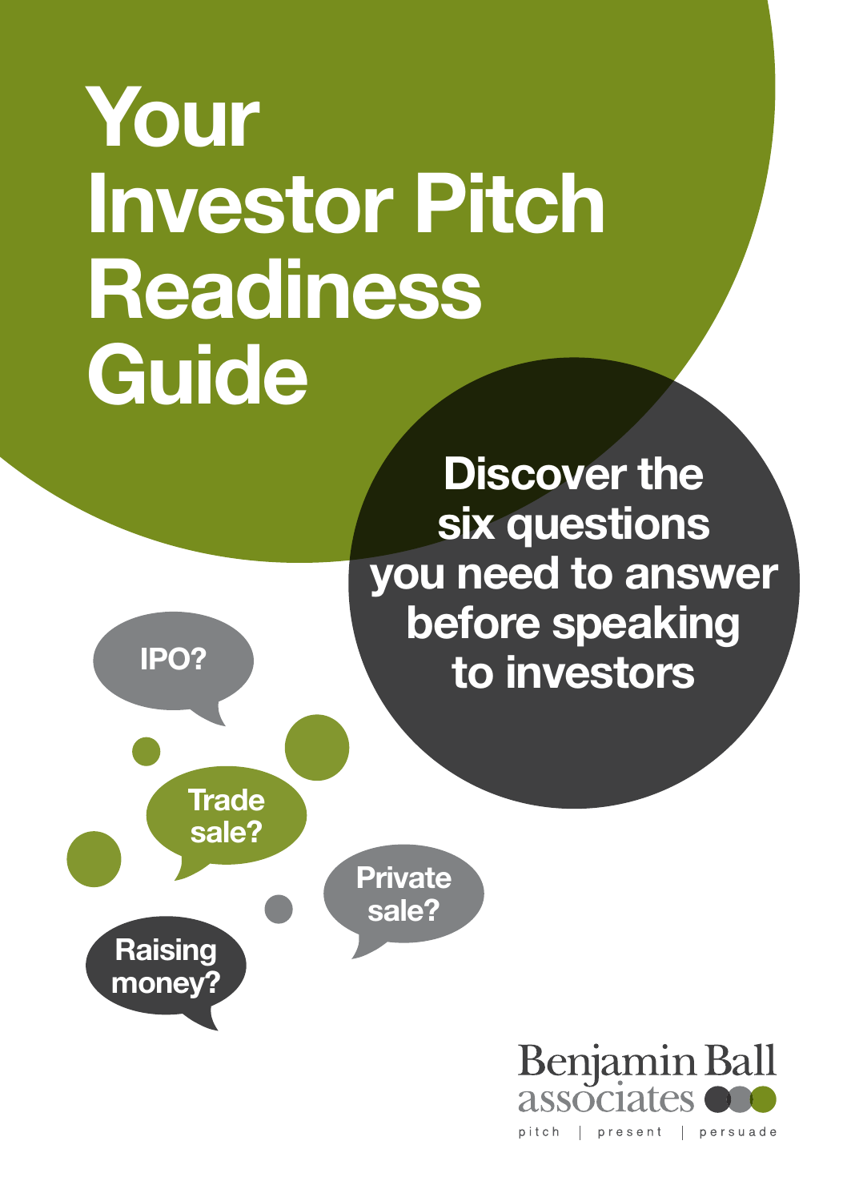# Your Investor Pitch Readiness Guide

**Discover the six questions you need to answer before speaking to investors**

IPO?

Trade sale?

Private sale?

Raising money?

Benjamin Ball associates

pitch | present | persuade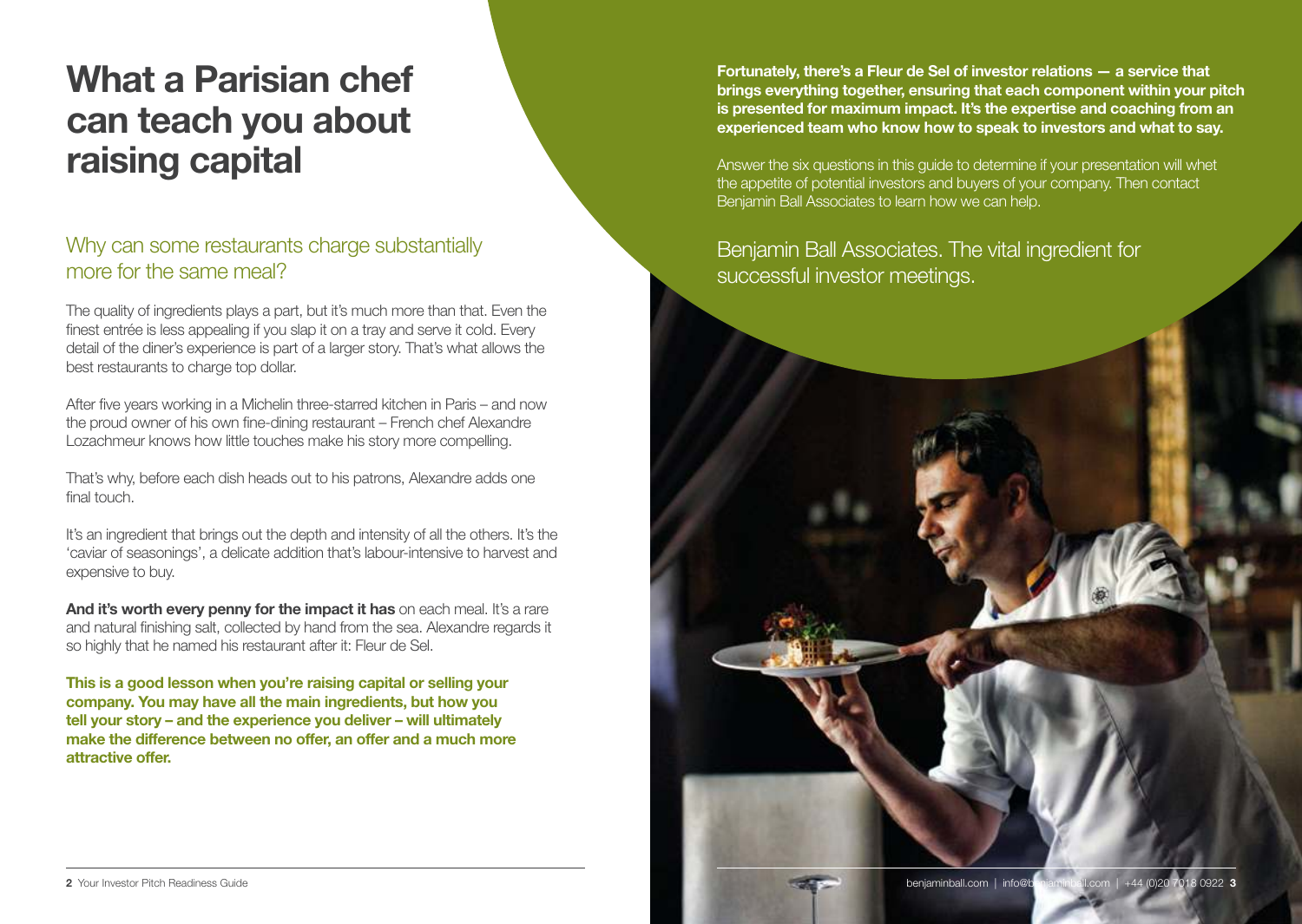# What a Parisian chef can teach you about raising capital

## Why can some restaurants charge substantially more for the same meal?

The quality of ingredients plays a part, but it's much more than that. Even the finest entrée is less appealing if you slap it on a tray and serve it cold. Every detail of the diner's experience is part of a larger story. That's what allows the best restaurants to charge top dollar.

After five years working in a Michelin three-starred kitchen in Paris – and now the proud owner of his own fine-dining restaurant – French chef Alexandre Lozachmeur knows how little touches make his story more compelling.

That's why, before each dish heads out to his patrons, Alexandre adds one final touch.

It's an ingredient that brings out the depth and intensity of all the others. It's the 'caviar of seasonings', a delicate addition that's labour-intensive to harvest and expensive to buy.

**And it's worth every penny for the impact it has** on each meal. It's a rare and natural finishing salt, collected by hand from the sea. Alexandre regards it so highly that he named his restaurant after it: Fleur de Sel.

**This is a good lesson when you're raising capital or selling your company. You may have all the main ingredients, but how you tell your story – and the experience you deliver – will ultimately make the difference between no offer, an offer and a much more attractive offer.**

**Fortunately, there's a Fleur de Sel of investor relations — a service that brings everything together, ensuring that each component within your pitch is presented for maximum impact. It's the expertise and coaching from an experienced team who know how to speak to investors and what to say.**

Answer the six questions in this guide to determine if your presentation will whet the appetite of potential investors and buyers of your company. Then contact Benjamin Ball Associates to learn how we can help.

## Benjamin Ball Associates. The vital ingredient for successful investor meetings.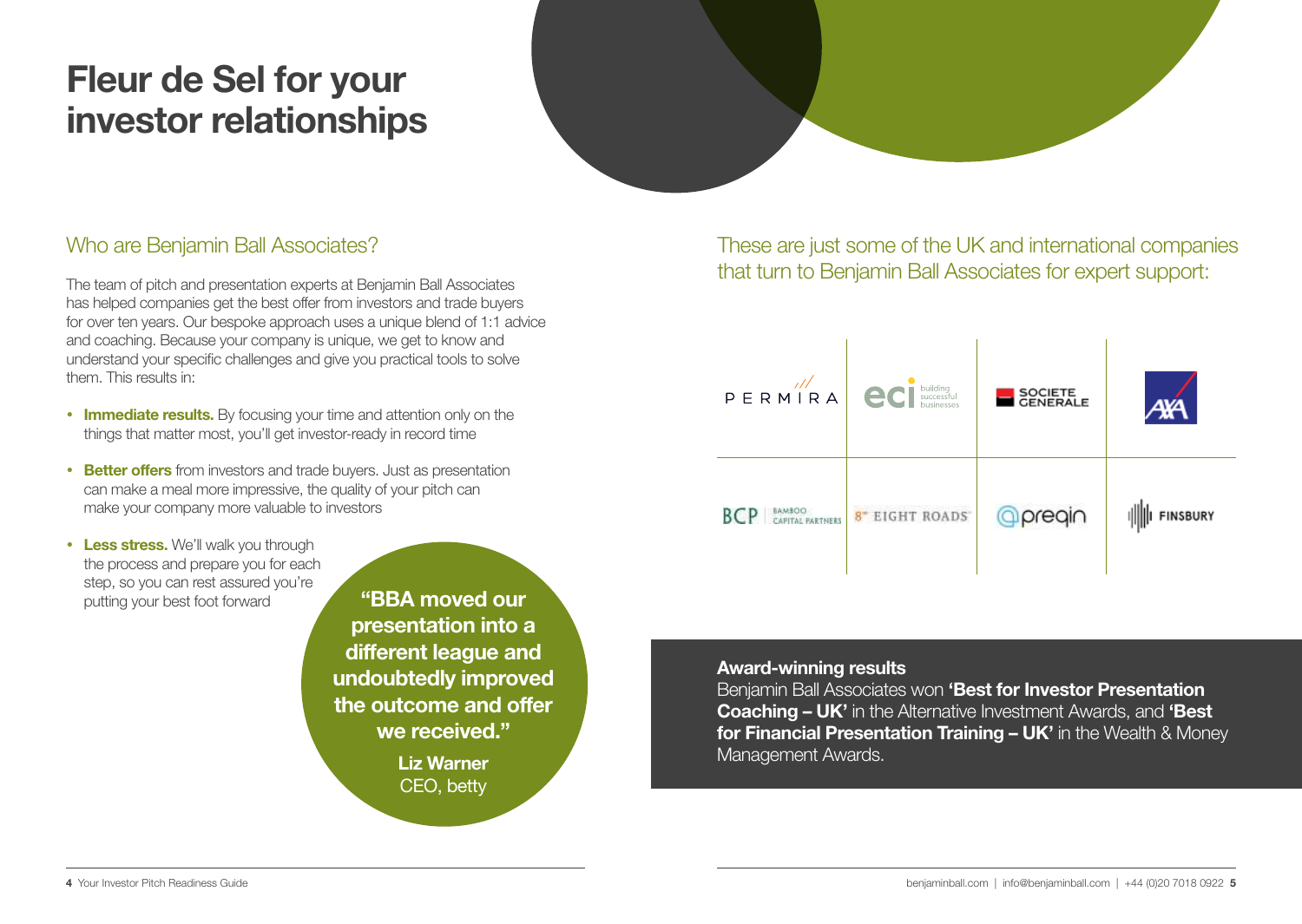# Fleur de Sel for your investor relationships

## Who are Benjamin Ball Associates?

The team of pitch and presentation experts at Benjamin Ball Associates has helped companies get the best offer from investors and trade buyers for over ten years. Our bespoke approach uses a unique blend of 1:1 advice and coaching. Because your company is unique, we get to know and understand your specific challenges and give you practical tools to solve them. This results in:

- **Immediate results.** By focusing your time and attention only on the things that matter most, you'll get investor-ready in record time
- **Better offers** from investors and trade buyers. Just as presentation can make a meal more impressive, the quality of your pitch can make your company more valuable to investors
- **Less stress.** We'll walk you through the process and prepare you for each step, so you can rest assured you're putting your best foot forward

> **"BBA moved our presentation into a different league and undoubtedly improved the outcome and offer we received."**
>
> **Liz Warner**
> CEO, betty

## These are just some of the UK and international companies that turn to Benjamin Ball Associates for expert support:

| | | | |
|---|---|---|---|
| PERMIRA | eci building successful businesses | SOCIETE GENERALE | AXA |
| BCP BAMBOO CAPITAL PARTNERS | 8th EIGHT ROADS | preqin | FINSBURY |

**Award-winning results**

Benjamin Ball Associates won **'Best for Investor Presentation Coaching – UK'** in the Alternative Investment Awards, and **'Best for Financial Presentation Training – UK'** in the Wealth & Money Management Awards.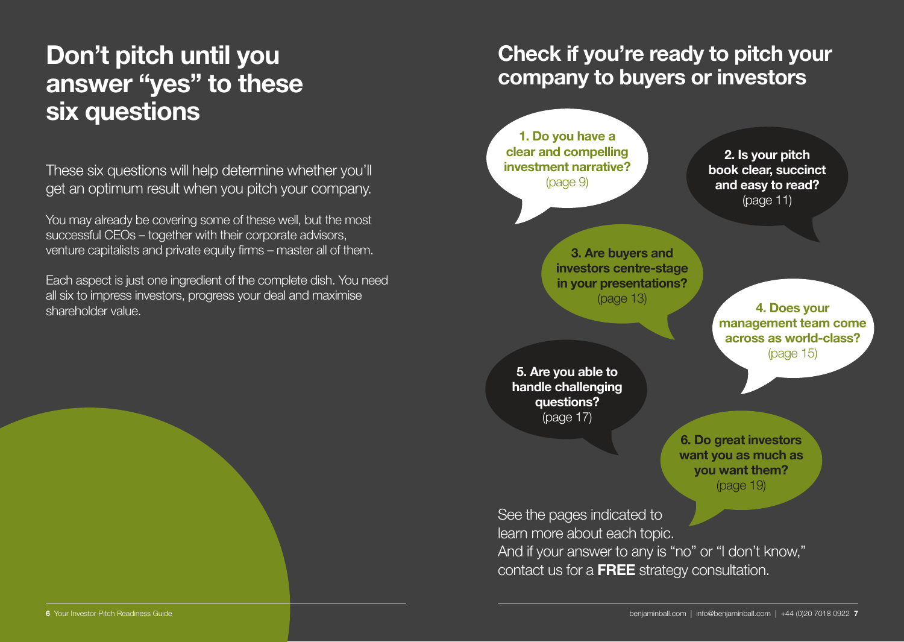# Don't pitch until you answer "yes" to these six questions

These six questions will help determine whether you'll get an optimum result when you pitch your company.

You may already be covering some of these well, but the most successful CEOs – together with their corporate advisors, venture capitalists and private equity firms – master all of them.

Each aspect is just one ingredient of the complete dish. You need all six to impress investors, progress your deal and maximise shareholder value.

# Check if you're ready to pitch your company to buyers or investors

**1. Do you have a clear and compelling investment narrative?** (page 9)

**2. Is your pitch book clear, succinct and easy to read?** (page 11)

**3. Are buyers and investors centre-stage in your presentations?** (page 13)

**4. Does your management team come across as world-class?** (page 15)

**5. Are you able to handle challenging questions?** (page 17)

**6. Do great investors want you as much as you want them?** (page 19)

See the pages indicated to learn more about each topic.
And if your answer to any is "no" or "I don't know," contact us for a **FREE** strategy consultation.

benjaminball.com | info@benjaminball.com | +44 (0)20 7018 0922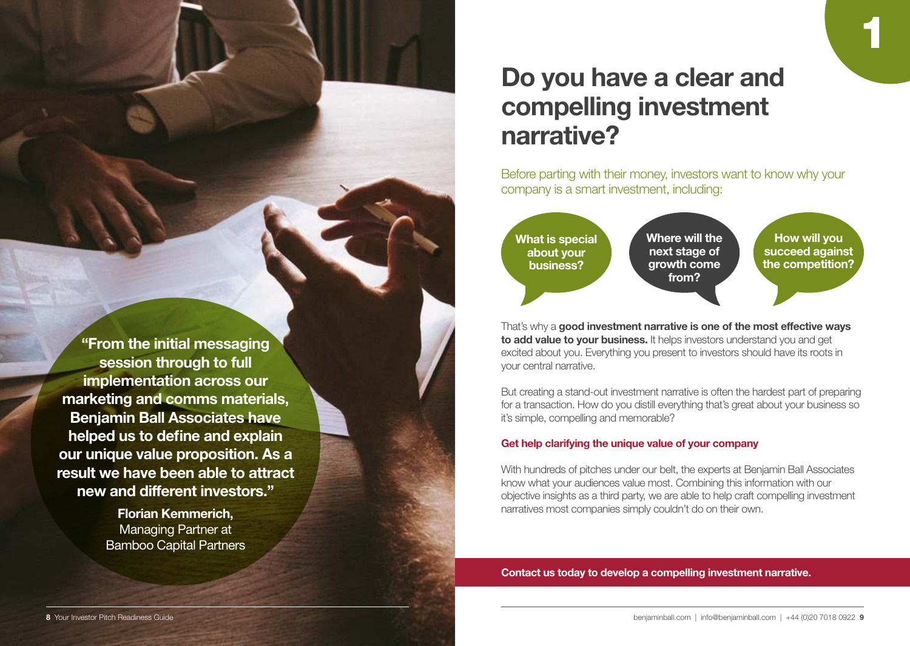"From the initial messaging session through to full implementation across our marketing and comms materials, Benjamin Ball Associates have helped us to define and explain our unique value proposition. As a result we have been able to attract new and different investors."

**Florian Kemmerich,**
Managing Partner at
Bamboo Capital Partners

# 1

# Do you have a clear and compelling investment narrative?

Before parting with their money, investors want to know why your company is a smart investment, including:

- **What is special about your business?**
- **Where will the next stage of growth come from?**
- **How will you succeed against the competition?**

That's why a **good investment narrative is one of the most effective ways to add value to your business.** It helps investors understand you and get excited about you. Everything you present to investors should have its roots in your central narrative.

But creating a stand-out investment narrative is often the hardest part of preparing for a transaction. How do you distill everything that's great about your business so it's simple, compelling and memorable?

### Get help clarifying the unique value of your company

With hundreds of pitches under our belt, the experts at Benjamin Ball Associates know what your audiences value most. Combining this information with our objective insights as a third party, we are able to help craft compelling investment narratives most companies simply couldn't do on their own.

**Contact us today to develop a compelling investment narrative.**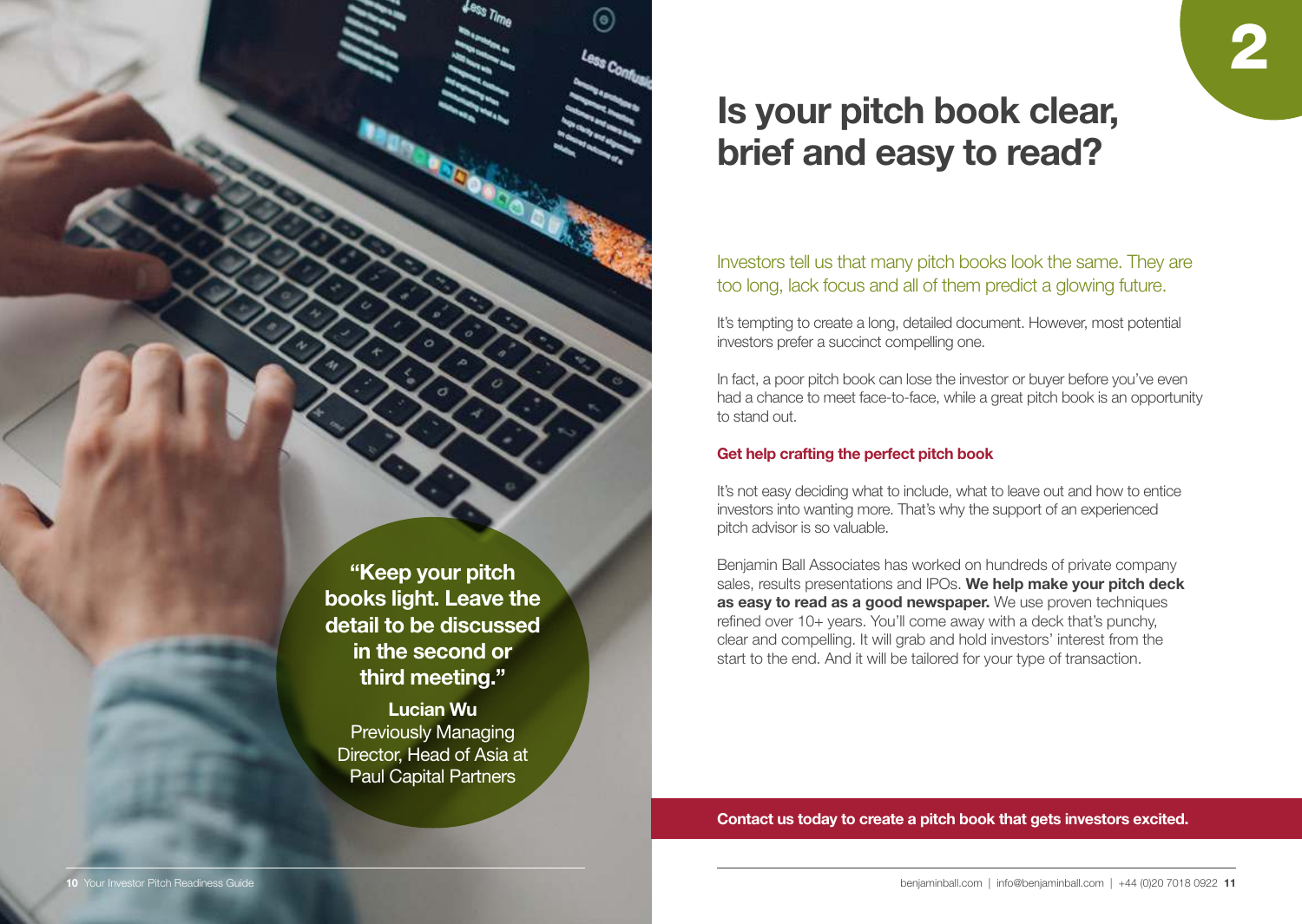"Keep your pitch books light. Leave the detail to be discussed in the second or third meeting."

**Lucian Wu**
Previously Managing Director, Head of Asia at Paul Capital Partners

2

# Is your pitch book clear, brief and easy to read?

Investors tell us that many pitch books look the same. They are too long, lack focus and all of them predict a glowing future.

It's tempting to create a long, detailed document. However, most potential investors prefer a succinct compelling one.

In fact, a poor pitch book can lose the investor or buyer before you've even had a chance to meet face-to-face, while a great pitch book is an opportunity to stand out.

### Get help crafting the perfect pitch book

It's not easy deciding what to include, what to leave out and how to entice investors into wanting more. That's why the support of an experienced pitch advisor is so valuable.

Benjamin Ball Associates has worked on hundreds of private company sales, results presentations and IPOs. **We help make your pitch deck as easy to read as a good newspaper.** We use proven techniques refined over 10+ years. You'll come away with a deck that's punchy, clear and compelling. It will grab and hold investors' interest from the start to the end. And it will be tailored for your type of transaction.

**Contact us today to create a pitch book that gets investors excited.**

benjaminball.com | info@benjaminball.com | +44 (0)20 7018 0922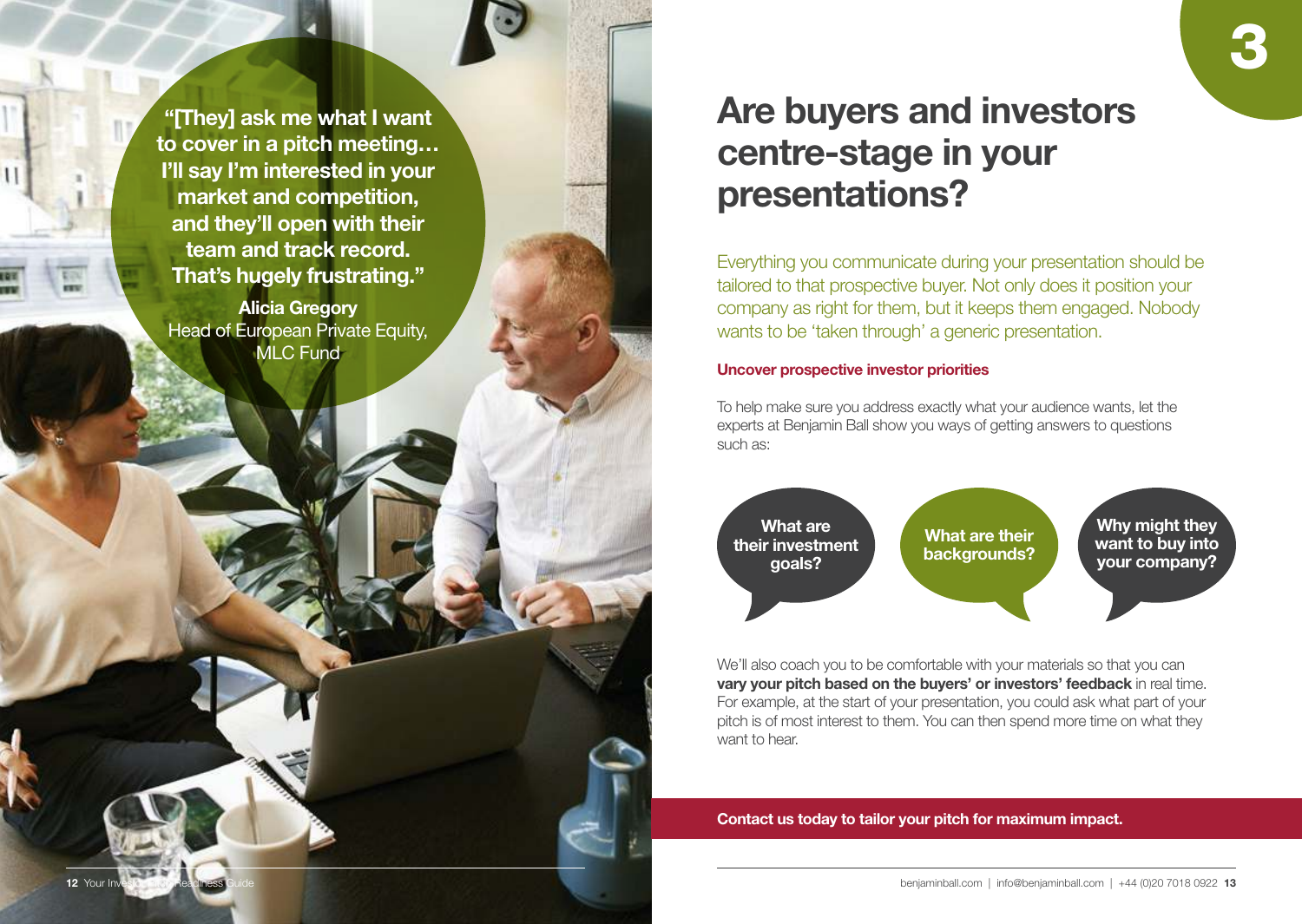"[They] ask me what I want to cover in a pitch meeting… I'll say I'm interested in your market and competition, and they'll open with their team and track record. That's hugely frustrating."

**Alicia Gregory**
Head of European Private Equity, MLC Fund

3

# Are buyers and investors centre-stage in your presentations?

Everything you communicate during your presentation should be tailored to that prospective buyer. Not only does it position your company as right for them, but it keeps them engaged. Nobody wants to be 'taken through' a generic presentation.

### Uncover prospective investor priorities

To help make sure you address exactly what your audience wants, let the experts at Benjamin Ball show you ways of getting answers to questions such as:

- **What are their investment goals?**
- **What are their backgrounds?**
- **Why might they want to buy into your company?**

We'll also coach you to be comfortable with your materials so that you can **vary your pitch based on the buyers' or investors' feedback** in real time. For example, at the start of your presentation, you could ask what part of your pitch is of most interest to them. You can then spend more time on what they want to hear.

**Contact us today to tailor your pitch for maximum impact.**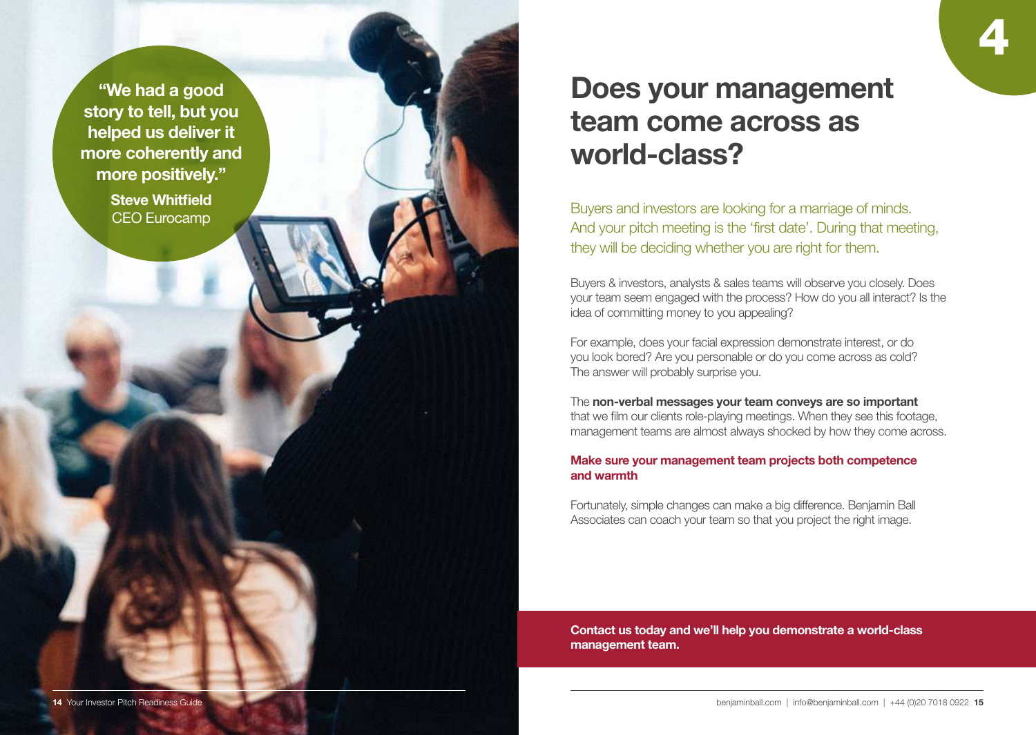> **"We had a good story to tell, but you helped us deliver it more coherently and more positively."**
> **Steve Whitfield**
> CEO Eurocamp

4

# Does your management team come across as world-class?

Buyers and investors are looking for a marriage of minds. And your pitch meeting is the 'first date'. During that meeting, they will be deciding whether you are right for them.

Buyers & investors, analysts & sales teams will observe you closely. Does your team seem engaged with the process? How do you all interact? Is the idea of committing money to you appealing?

For example, does your facial expression demonstrate interest, or do you look bored? Are you personable or do you come across as cold? The answer will probably surprise you.

The **non-verbal messages your team conveys are so important** that we film our clients role-playing meetings. When they see this footage, management teams are almost always shocked by how they come across.

**Make sure your management team projects both competence and warmth**

Fortunately, simple changes can make a big difference. Benjamin Ball Associates can coach your team so that you project the right image.

**Contact us today and we'll help you demonstrate a world-class management team.**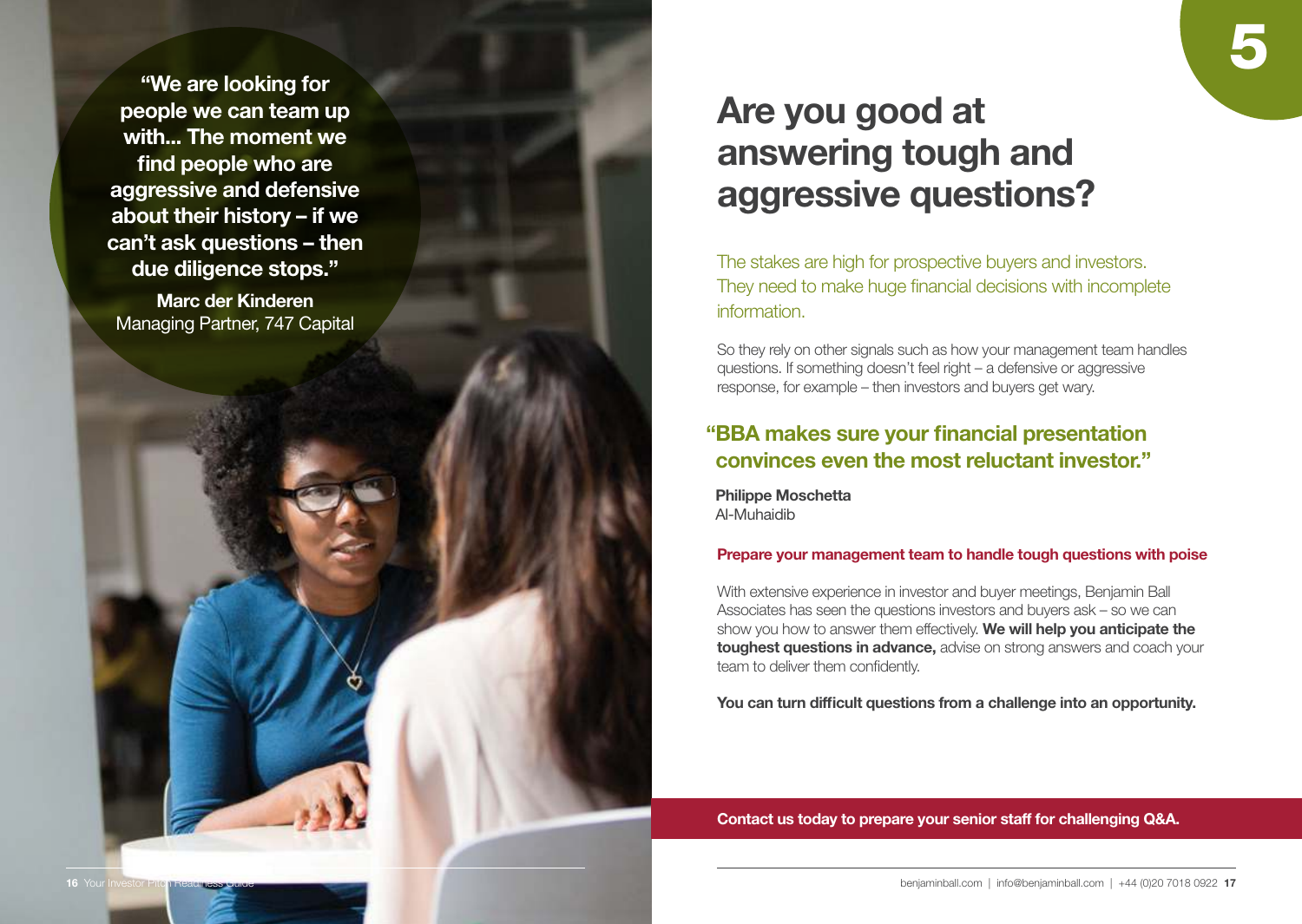> **"We are looking for people we can team up with... The moment we find people who are aggressive and defensive about their history – if we can't ask questions – then due diligence stops."**
>
> **Marc der Kinderen**
> Managing Partner, 747 Capital

5

# Are you good at answering tough and aggressive questions?

The stakes are high for prospective buyers and investors. They need to make huge financial decisions with incomplete information.

So they rely on other signals such as how your management team handles questions. If something doesn't feel right – a defensive or aggressive response, for example – then investors and buyers get wary.

> **"BBA makes sure your financial presentation convinces even the most reluctant investor."**
>
> **Philippe Moschetta**
> Al-Muhaidib

### Prepare your management team to handle tough questions with poise

With extensive experience in investor and buyer meetings, Benjamin Ball Associates has seen the questions investors and buyers ask – so we can show you how to answer them effectively. **We will help you anticipate the toughest questions in advance,** advise on strong answers and coach your team to deliver them confidently.

**You can turn difficult questions from a challenge into an opportunity.**

**Contact us today to prepare your senior staff for challenging Q&A.**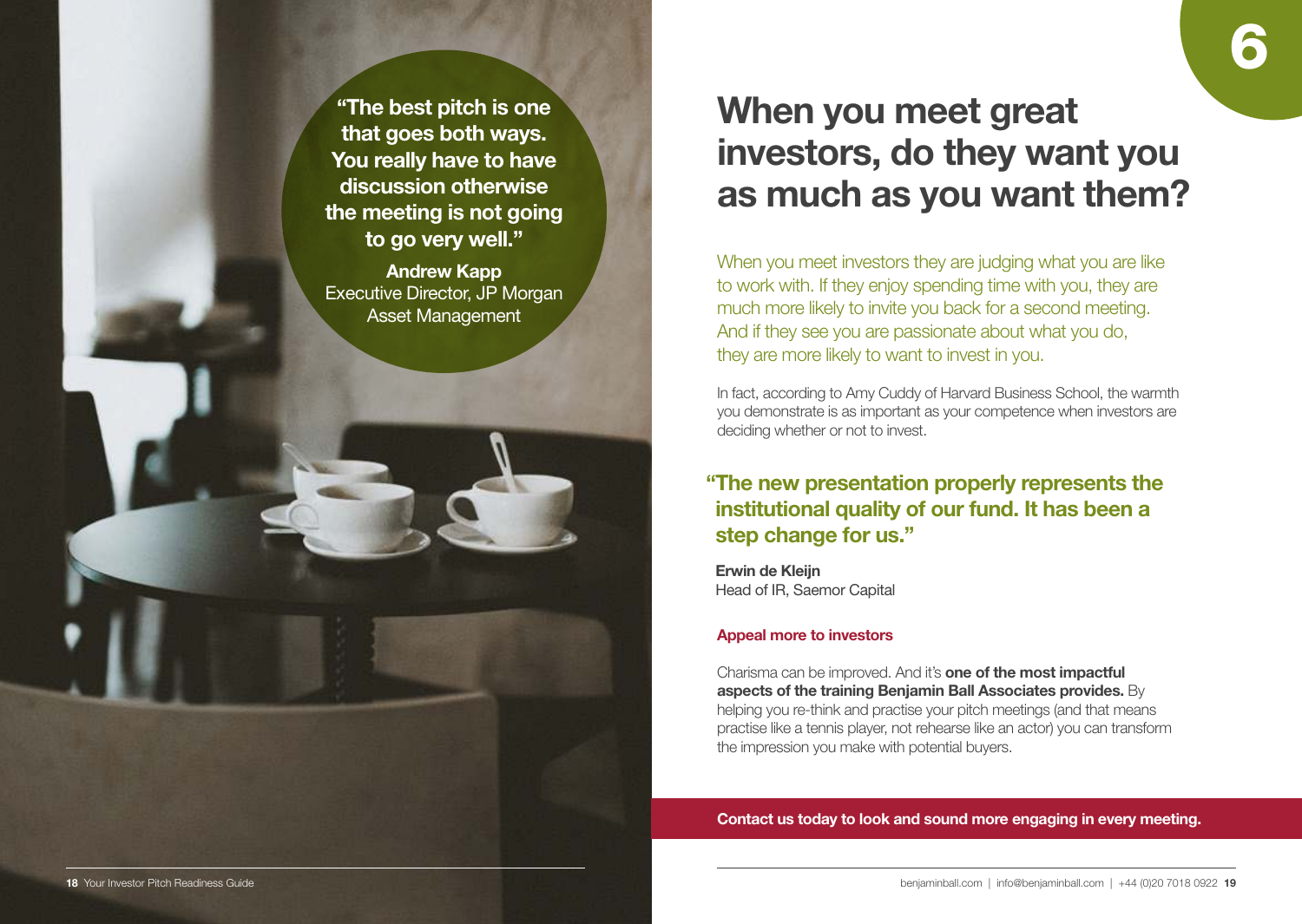"The best pitch is one that goes both ways. You really have to have discussion otherwise the meeting is not going to go very well."

**Andrew Kapp**
Executive Director, JP Morgan Asset Management

6

# When you meet great investors, do they want you as much as you want them?

When you meet investors they are judging what you are like to work with. If they enjoy spending time with you, they are much more likely to invite you back for a second meeting. And if they see you are passionate about what you do, they are more likely to want to invest in you.

In fact, according to Amy Cuddy of Harvard Business School, the warmth you demonstrate is as important as your competence when investors are deciding whether or not to invest.

**"The new presentation properly represents the institutional quality of our fund. It has been a step change for us."**

**Erwin de Kleijn**
Head of IR, Saemor Capital

### Appeal more to investors

Charisma can be improved. And it's **one of the most impactful aspects of the training Benjamin Ball Associates provides.** By helping you re-think and practise your pitch meetings (and that means practise like a tennis player, not rehearse like an actor) you can transform the impression you make with potential buyers.

**Contact us today to look and sound more engaging in every meeting.**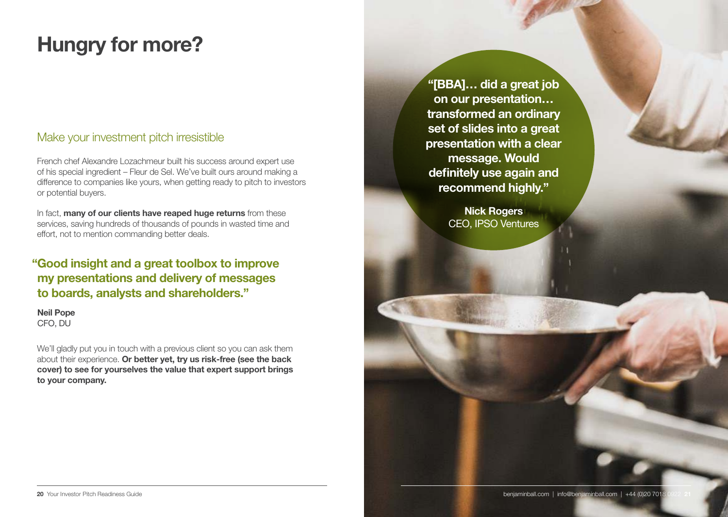# Hungry for more?

## Make your investment pitch irresistible

French chef Alexandre Lozachmeur built his success around expert use of his special ingredient – Fleur de Sel. We've built ours around making a difference to companies like yours, when getting ready to pitch to investors or potential buyers.

In fact, **many of our clients have reaped huge returns** from these services, saving hundreds of thousands of pounds in wasted time and effort, not to mention commanding better deals.

**"Good insight and a great toolbox to improve my presentations and delivery of messages to boards, analysts and shareholders."**

**Neil Pope**
CFO, DU

We'll gladly put you in touch with a previous client so you can ask them about their experience. **Or better yet, try us risk-free (see the back cover) to see for yourselves the value that expert support brings to your company.**

**"[BBA]… did a great job on our presentation… transformed an ordinary set of slides into a great presentation with a clear message. Would definitely use again and recommend highly."**

**Nick Rogers**
CEO, IPSO Ventures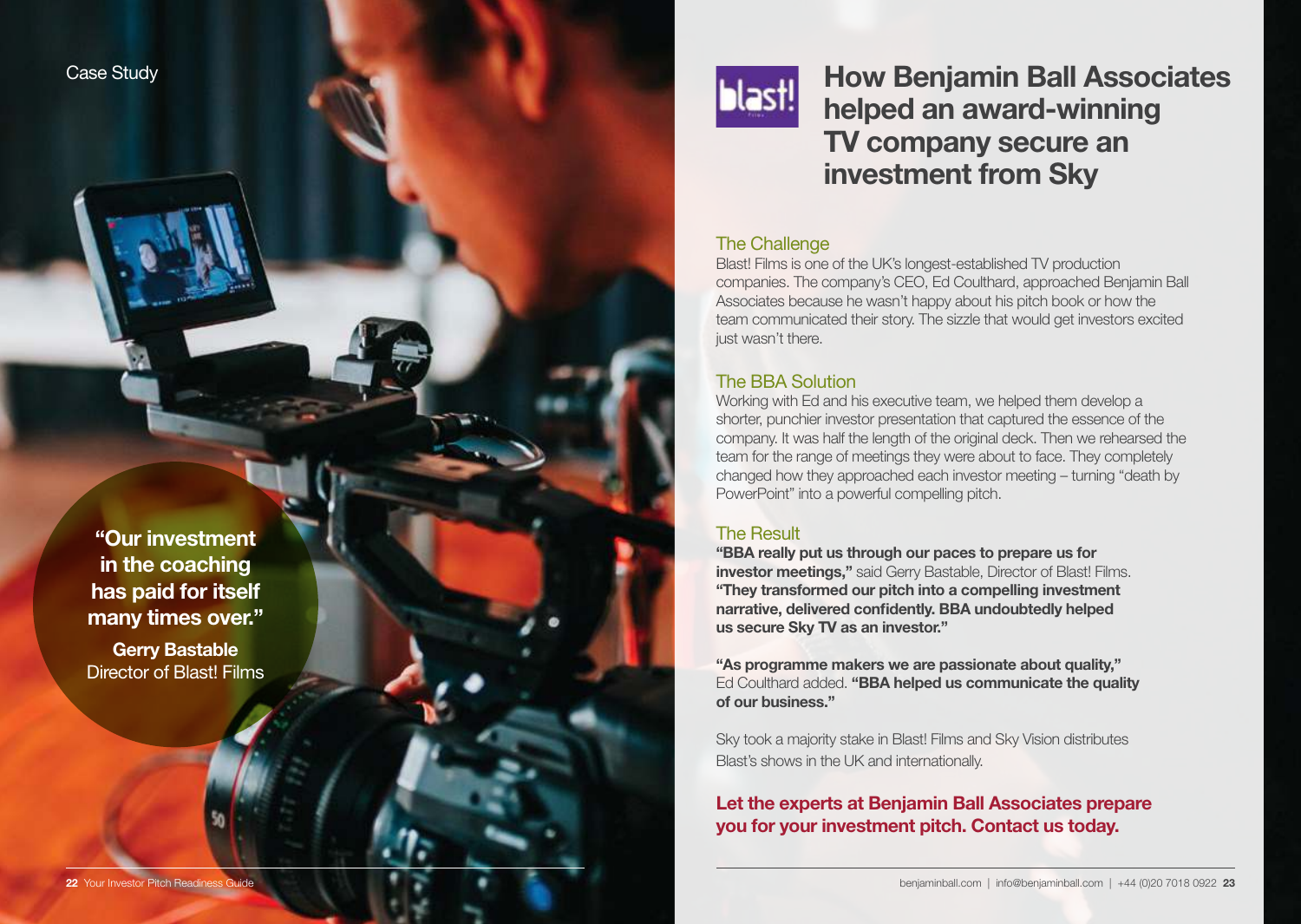Case Study

**"Our investment in the coaching has paid for itself many times over."**

**Gerry Bastable**
Director of Blast! Films

# How Benjamin Ball Associates helped an award-winning TV company secure an investment from Sky

## The Challenge

Blast! Films is one of the UK's longest-established TV production companies. The company's CEO, Ed Coulthard, approached Benjamin Ball Associates because he wasn't happy about his pitch book or how the team communicated their story. The sizzle that would get investors excited just wasn't there.

## The BBA Solution

Working with Ed and his executive team, we helped them develop a shorter, punchier investor presentation that captured the essence of the company. It was half the length of the original deck. Then we rehearsed the team for the range of meetings they were about to face. They completely changed how they approached each investor meeting – turning "death by PowerPoint" into a powerful compelling pitch.

## The Result

**"BBA really put us through our paces to prepare us for investor meetings,"** said Gerry Bastable, Director of Blast! Films. **"They transformed our pitch into a compelling investment narrative, delivered confidently. BBA undoubtedly helped us secure Sky TV as an investor."**

**"As programme makers we are passionate about quality,"** Ed Coulthard added. **"BBA helped us communicate the quality of our business."**

Sky took a majority stake in Blast! Films and Sky Vision distributes Blast's shows in the UK and internationally.

**Let the experts at Benjamin Ball Associates prepare you for your investment pitch. Contact us today.**

benjaminball.com | info@benjaminball.com | +44 (0)20 7018 0922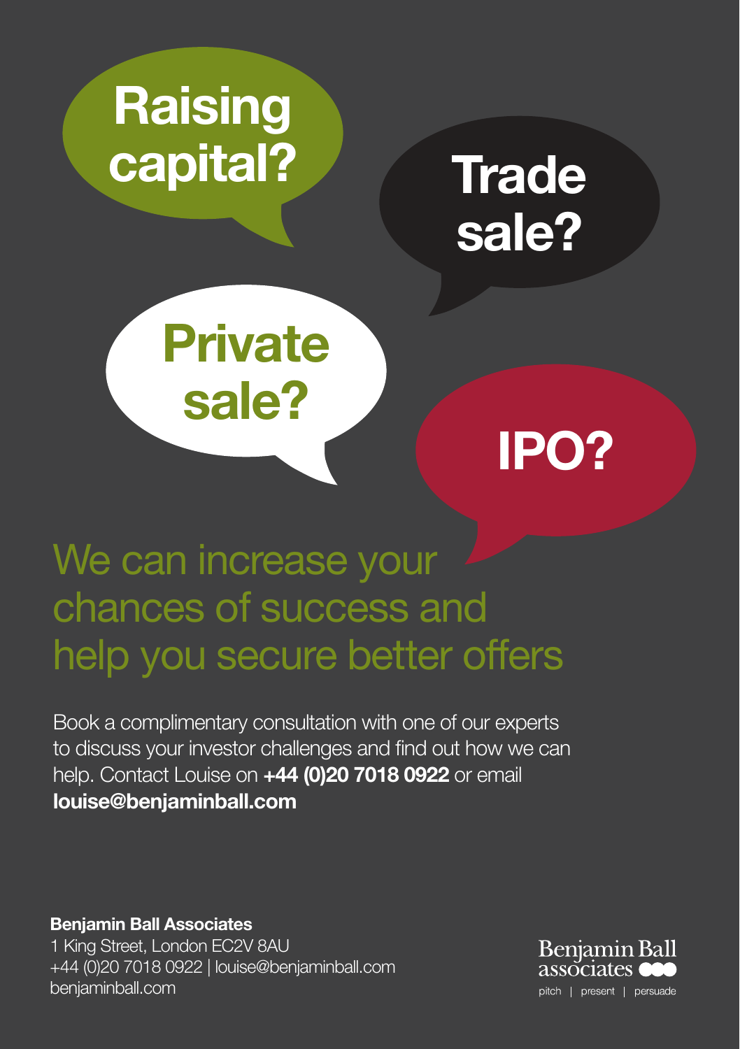Raising capital?

Trade sale?

Private sale?

IPO?

## We can increase your chances of success and help you secure better offers

Book a complimentary consultation with one of our experts to discuss your investor challenges and find out how we can help. Contact Louise on **+44 (0)20 7018 0922** or email **louise@benjaminball.com**

**Benjamin Ball Associates**
1 King Street, London EC2V 8AU
+44 (0)20 7018 0922 | louise@benjaminball.com
benjaminball.com

Benjamin Ball associates
pitch | present | persuade